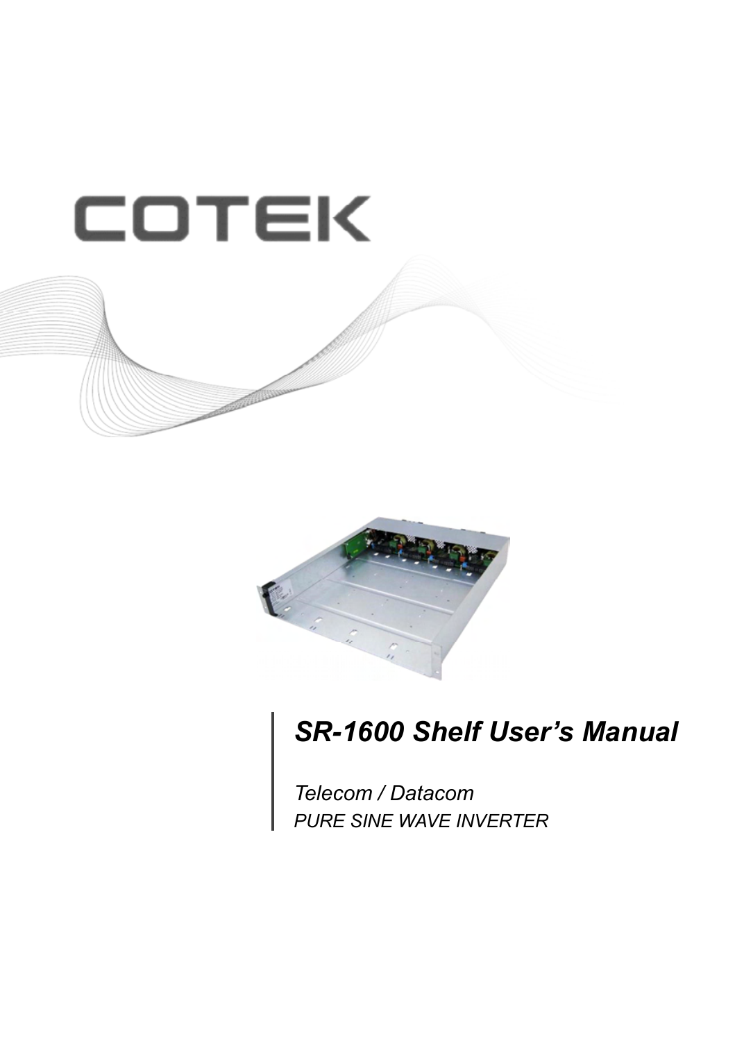COTEK

# SR-1600 Shelf User's Manual

*Telecom / Datacom*

*PURE SINE WAVE INVERTER*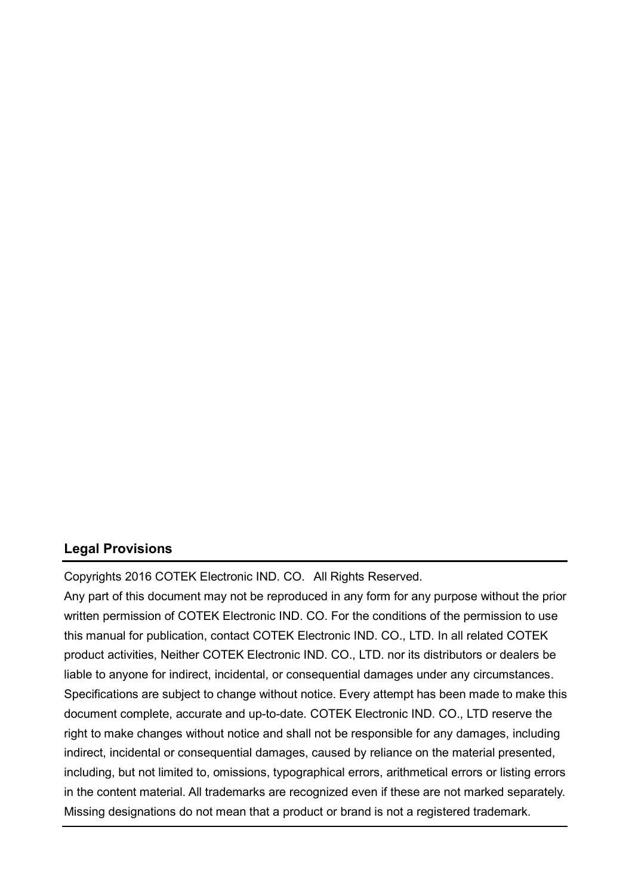## Legal Provisions

Copyrights 2016 COTEK Electronic IND. CO. All Rights Reserved.

Any part of this document may not be reproduced in any form for any purpose without the prior written permission of COTEK Electronic IND. CO. For the conditions of the permission to use this manual for publication, contact COTEK Electronic IND. CO., LTD. In all related COTEK product activities, Neither COTEK Electronic IND. CO., LTD. nor its distributors or dealers be liable to anyone for indirect, incidental, or consequential damages under any circumstances. Specifications are subject to change without notice. Every attempt has been made to make this document complete, accurate and up-to-date. COTEK Electronic IND. CO., LTD reserve the right to make changes without notice and shall not be responsible for any damages, including indirect, incidental or consequential damages, caused by reliance on the material presented, including, but not limited to, omissions, typographical errors, arithmetical errors or listing errors in the content material. All trademarks are recognized even if these are not marked separately. Missing designations do not mean that a product or brand is not a registered trademark.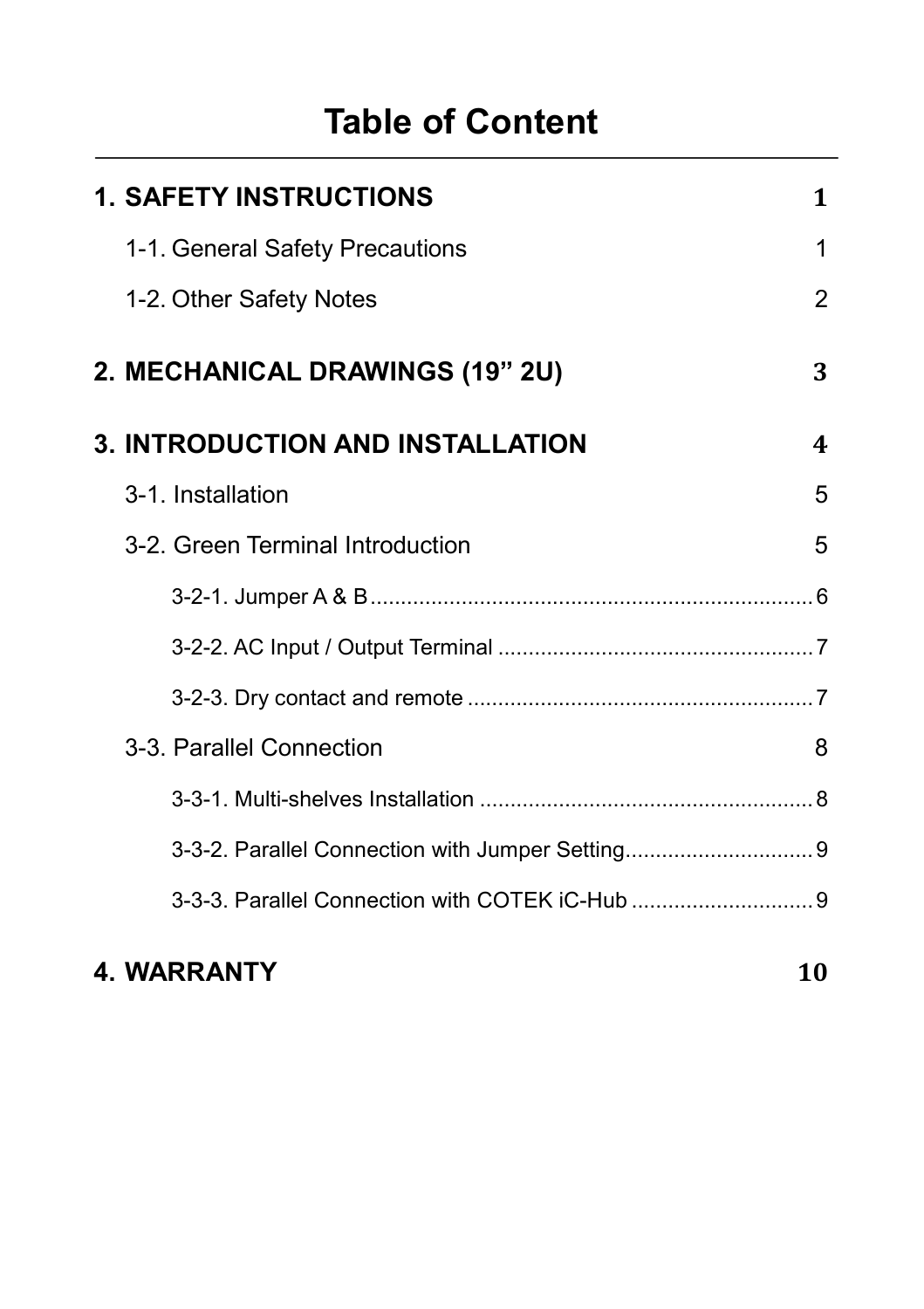# Table of Content

**1. SAFETY INSTRUCTIONS** **1**

1-1. General Safety Precautions 1

1-2. Other Safety Notes 2

**2. MECHANICAL DRAWINGS (19" 2U)** **3**

**3. INTRODUCTION AND INSTALLATION** **4**

3-1. Installation 5

3-2. Green Terminal Introduction 5

3-2-1. Jumper A & B ........................................................................ 6

3-2-2. AC Input / Output Terminal .................................................... 7

3-2-3. Dry contact and remote ......................................................... 7

3-3. Parallel Connection 8

3-3-1. Multi-shelves Installation ....................................................... 8

3-3-2. Parallel Connection with Jumper Setting................................ 9

3-3-3. Parallel Connection with COTEK iC-Hub ............................... 9

**4. WARRANTY** **10**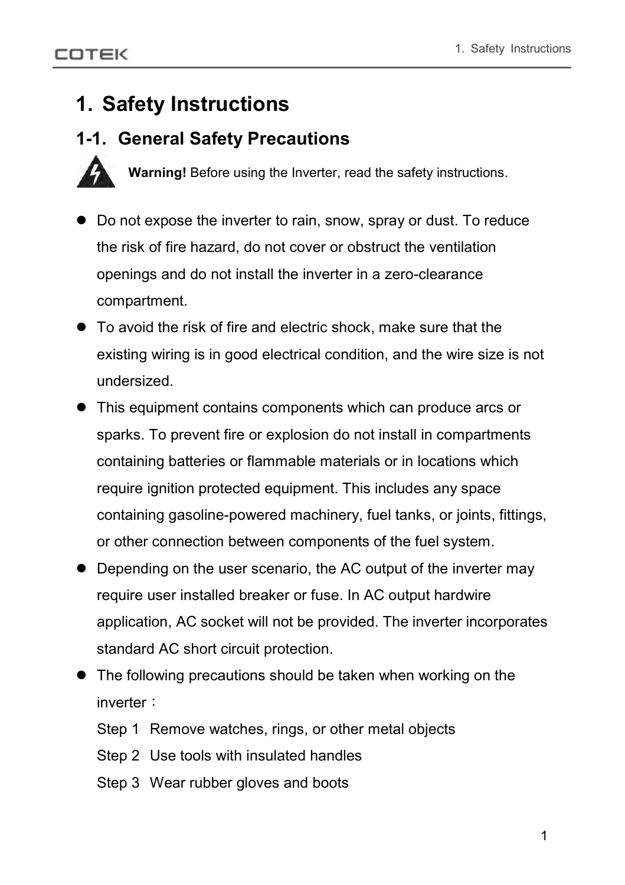# 1. Safety Instructions

## 1-1. General Safety Precautions

**Warning!** Before using the Inverter, read the safety instructions.

- Do not expose the inverter to rain, snow, spray or dust. To reduce the risk of fire hazard, do not cover or obstruct the ventilation openings and do not install the inverter in a zero-clearance compartment.
- To avoid the risk of fire and electric shock, make sure that the existing wiring is in good electrical condition, and the wire size is not undersized.
- This equipment contains components which can produce arcs or sparks. To prevent fire or explosion do not install in compartments containing batteries or flammable materials or in locations which require ignition protected equipment. This includes any space containing gasoline-powered machinery, fuel tanks, or joints, fittings, or other connection between components of the fuel system.
- Depending on the user scenario, the AC output of the inverter may require user installed breaker or fuse. In AC output hardwire application, AC socket will not be provided. The inverter incorporates standard AC short circuit protection.
- The following precautions should be taken when working on the inverter：

  Step 1 Remove watches, rings, or other metal objects

  Step 2 Use tools with insulated handles

  Step 3 Wear rubber gloves and boots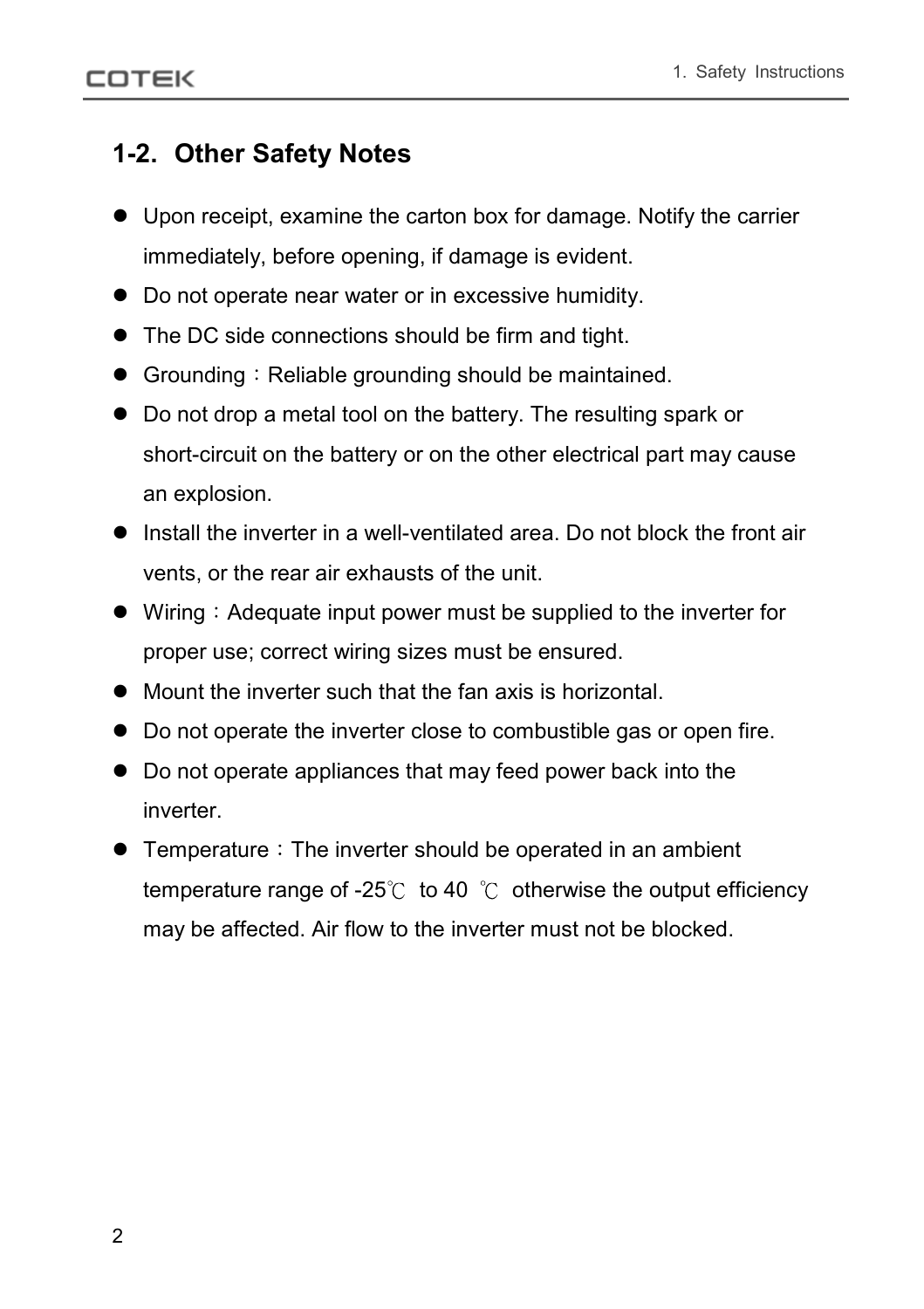## 1-2. Other Safety Notes

- Upon receipt, examine the carton box for damage. Notify the carrier immediately, before opening, if damage is evident.
- Do not operate near water or in excessive humidity.
- The DC side connections should be firm and tight.
- Grounding：Reliable grounding should be maintained.
- Do not drop a metal tool on the battery. The resulting spark or short-circuit on the battery or on the other electrical part may cause an explosion.
- Install the inverter in a well-ventilated area. Do not block the front air vents, or the rear air exhausts of the unit.
- Wiring：Adequate input power must be supplied to the inverter for proper use; correct wiring sizes must be ensured.
- Mount the inverter such that the fan axis is horizontal.
- Do not operate the inverter close to combustible gas or open fire.
- Do not operate appliances that may feed power back into the inverter.
- Temperature：The inverter should be operated in an ambient temperature range of -25℃ to 40 ℃ otherwise the output efficiency may be affected. Air flow to the inverter must not be blocked.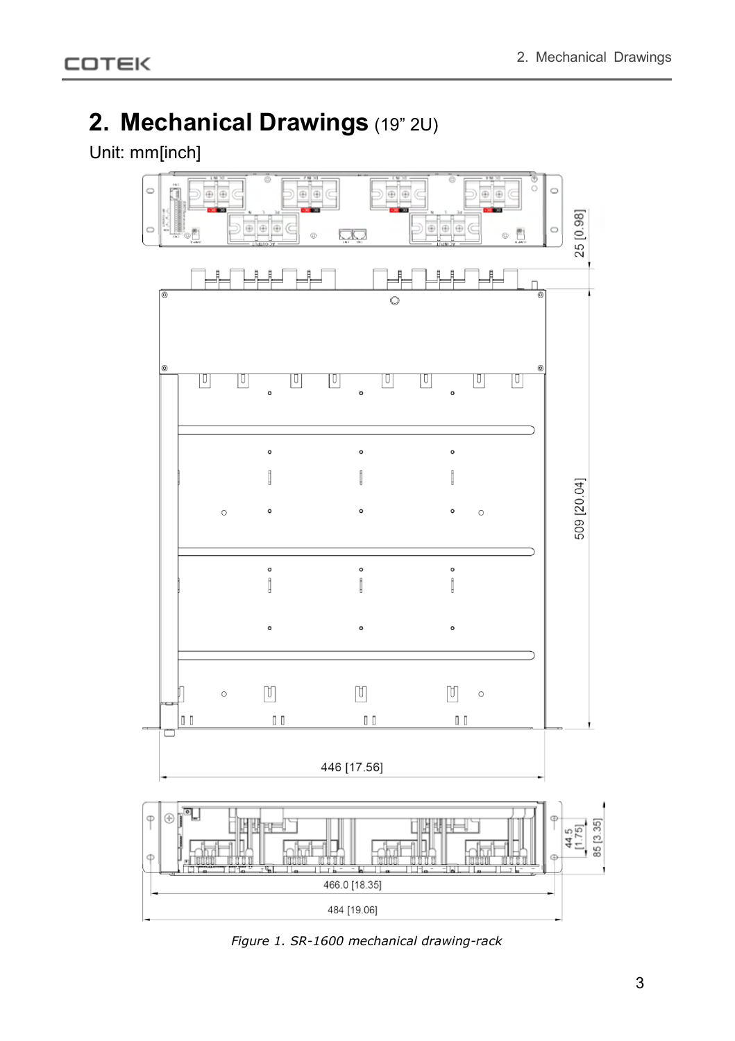# 2. Mechanical Drawings (19" 2U)

Unit: mm[inch]

25 [0.98]

509 [20.04]

446 [17.56]

44.5 [1.75]

85 [3.35]

466.0 [18.35]

484 [19.06]

*Figure 1. SR-1600 mechanical drawing-rack*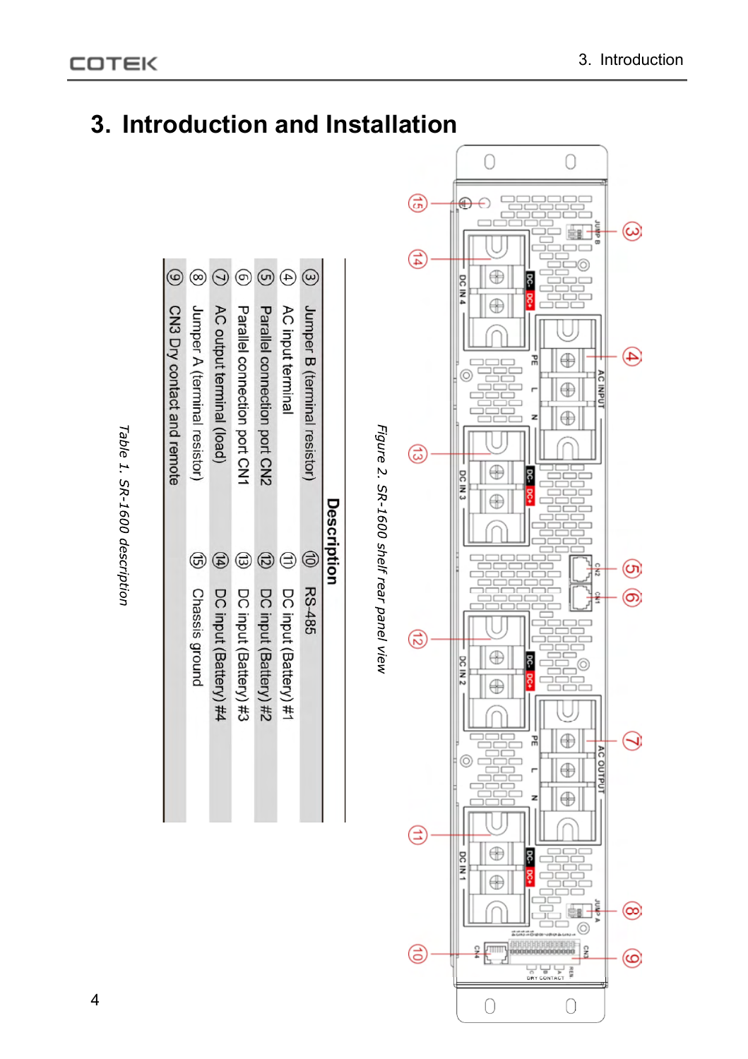# 3. Introduction and Installation

Figure 2. SR-1600 shelf rear panel view

| Description | | | |
|---|---|---|---|
| ③ | Jumper B (terminal resistor) | ⑩ | RS-485 |
| ④ | AC input terminal | ⑪ | DC input (Battery) #1 |
| ⑤ | Parallel connection port CN2 | ⑫ | DC input (Battery) #2 |
| ⑥ | Parallel connection port CN1 | ⑬ | DC input (Battery) #3 |
| ⑦ | AC output terminal (load) | ⑭ | DC input (Battery) #4 |
| ⑧ | Jumper A (terminal resistor) | ⑮ | Chassis ground |
| ⑨ | CN3 Dry contact and remote | | |

Table 1. SR-1600 description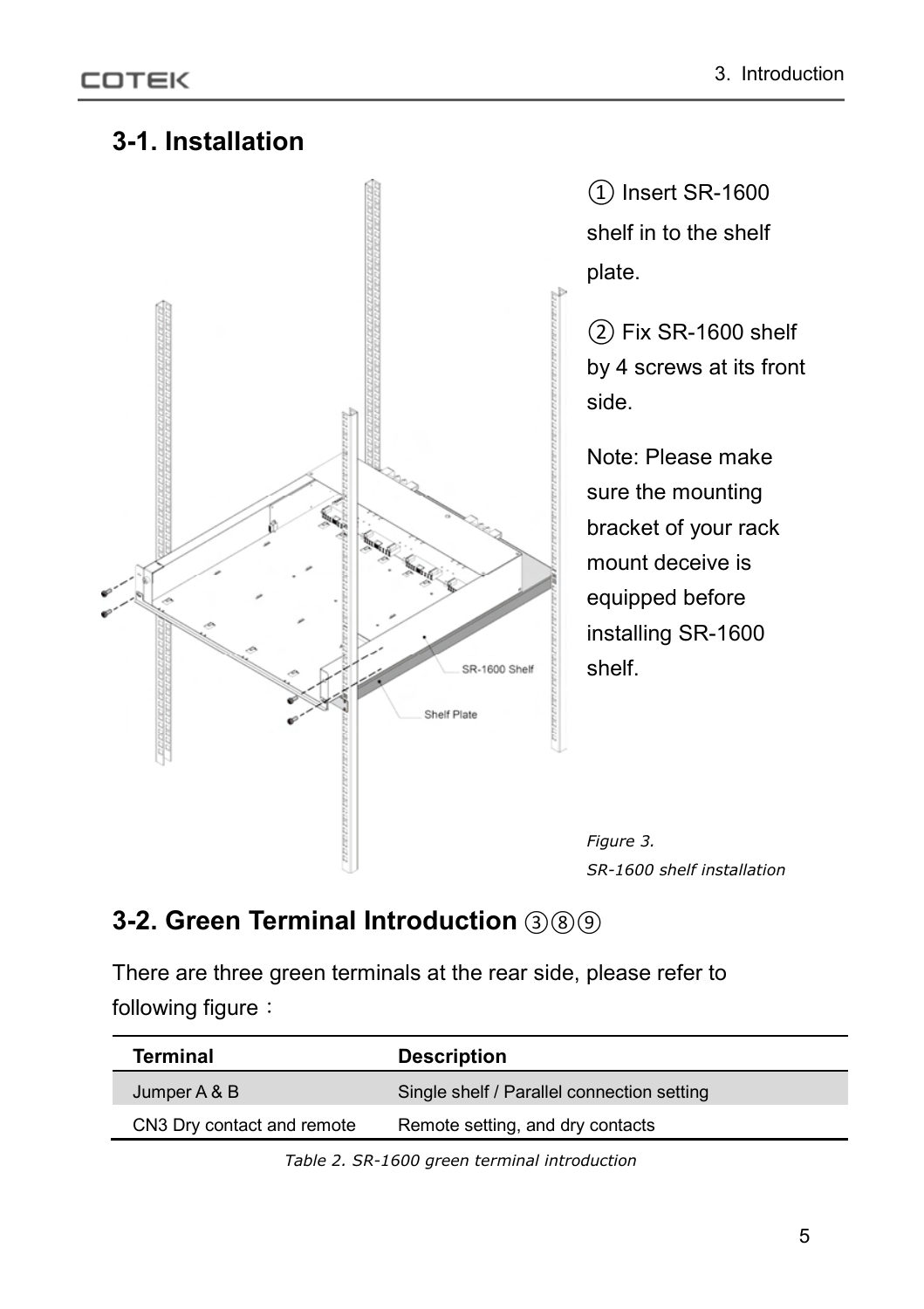## 3-1. Installation

① Insert SR-1600 shelf in to the shelf plate.

② Fix SR-1600 shelf by 4 screws at its front side.

Note: Please make sure the mounting bracket of your rack mount deceive is equipped before installing SR-1600 shelf.

*Figure 3.*
*SR-1600 shelf installation*

## 3-2. Green Terminal Introduction ③⑧⑨

There are three green terminals at the rear side, please refer to following figure：

| Terminal | Description |
|---|---|
| Jumper A & B | Single shelf / Parallel connection setting |
| CN3 Dry contact and remote | Remote setting, and dry contacts |

*Table 2. SR-1600 green terminal introduction*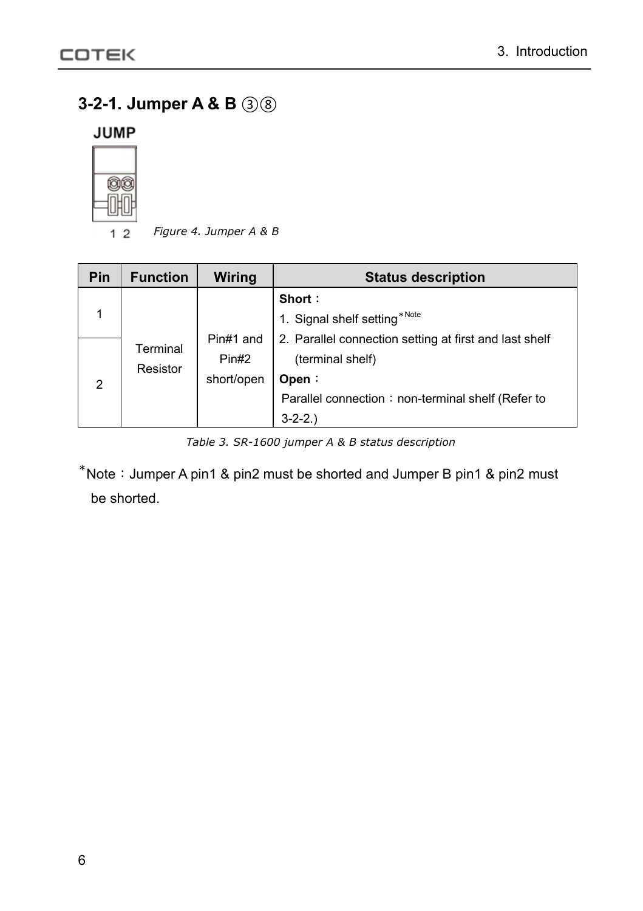## 3-2-1. Jumper A & B ③⑧

JUMP

1 2

*Figure 4. Jumper A & B*

| Pin | Function | Wiring | Status description |
|---|---|---|---|
| 1 | Terminal Resistor | Pin#1 and Pin#2 short/open | **Short**：<br>1. Signal shelf setting*Note<br>2. Parallel connection setting at first and last shelf (terminal shelf)<br>**Open**：<br>Parallel connection：non-terminal shelf (Refer to 3-2-2.) |
| 2 | | | |

*Table 3. SR-1600 jumper A & B status description*

*Note：Jumper A pin1 & pin2 must be shorted and Jumper B pin1 & pin2 must be shorted.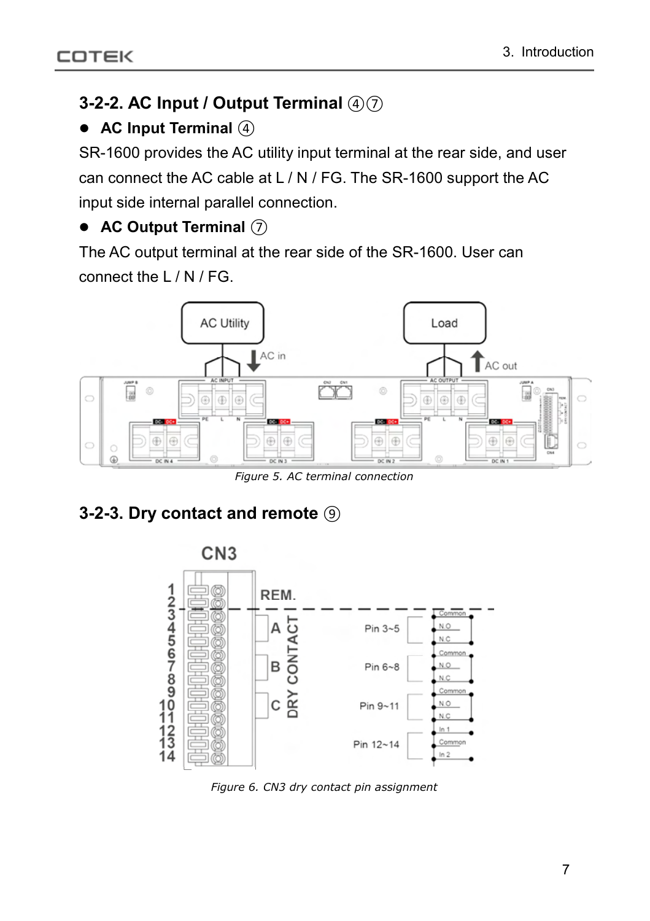### 3-2-2. AC Input / Output Terminal ④⑦

- **AC Input Terminal ④**

SR-1600 provides the AC utility input terminal at the rear side, and user can connect the AC cable at L / N / FG. The SR-1600 support the AC input side internal parallel connection.

- **AC Output Terminal ⑦**

The AC output terminal at the rear side of the SR-1600. User can connect the L / N / FG.

*Figure 5. AC terminal connection*

### 3-2-3. Dry contact and remote ⑨

*Figure 6. CN3 dry contact pin assignment*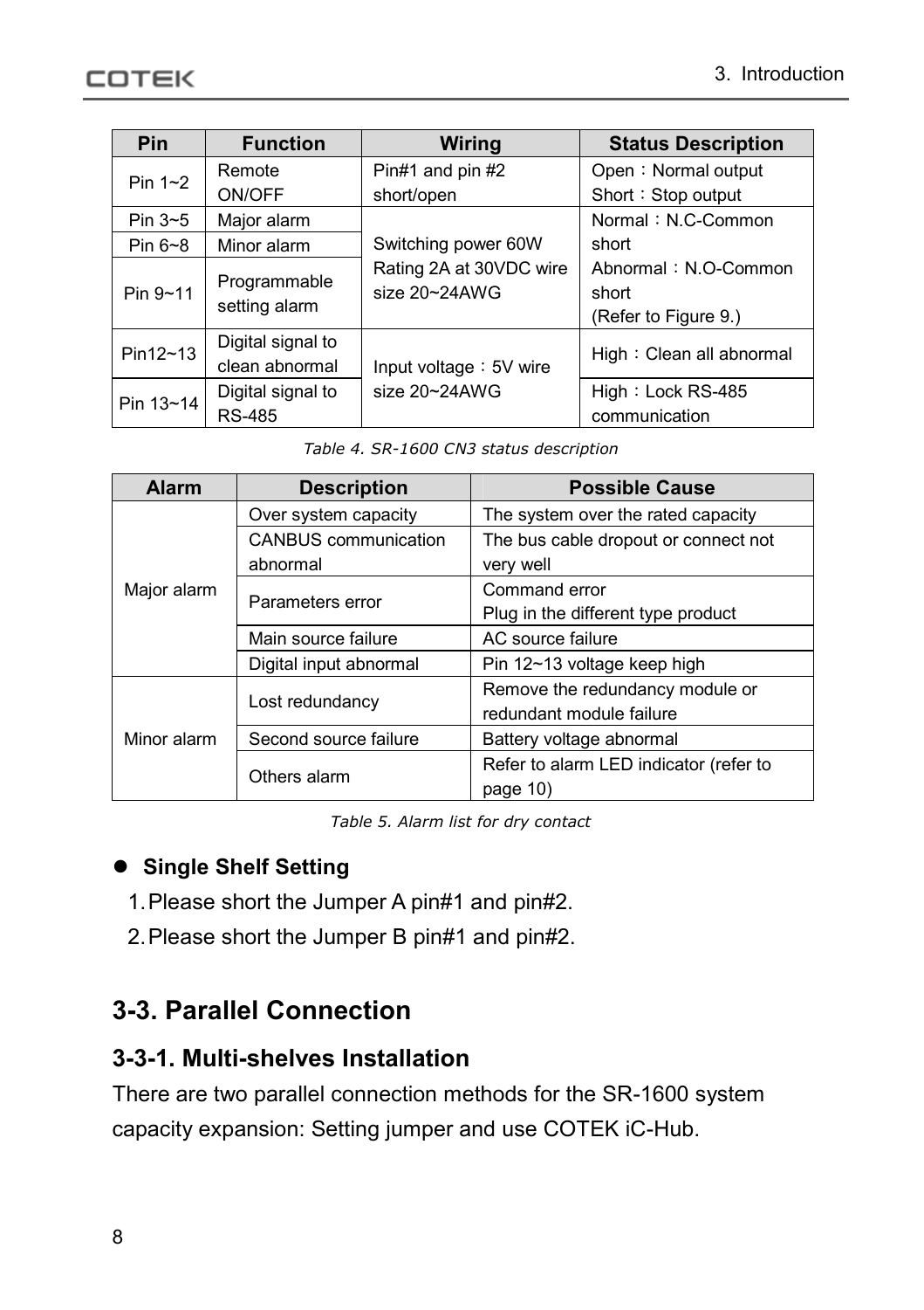| Pin | Function | Wiring | Status Description |
|---|---|---|---|
| Pin 1~2 | Remote ON/OFF | Pin#1 and pin #2 short/open | Open：Normal output<br>Short：Stop output |
| Pin 3~5 | Major alarm | Switching power 60W Rating 2A at 30VDC wire size 20~24AWG | Normal：N.C-Common short<br>Abnormal：N.O-Common short<br>(Refer to Figure 9.) |
| Pin 6~8 | Minor alarm | | |
| Pin 9~11 | Programmable setting alarm | | |
| Pin12~13 | Digital signal to clean abnormal | Input voltage：5V wire size 20~24AWG | High：Clean all abnormal |
| Pin 13~14 | Digital signal to RS-485 | | High：Lock RS-485 communication |

*Table 4. SR-1600 CN3 status description*

| Alarm | Description | Possible Cause |
|---|---|---|
| Major alarm | Over system capacity | The system over the rated capacity |
| | CANBUS communication abnormal | The bus cable dropout or connect not very well |
| | Parameters error | Command error<br>Plug in the different type product |
| | Main source failure | AC source failure |
| | Digital input abnormal | Pin 12~13 voltage keep high |
| Minor alarm | Lost redundancy | Remove the redundancy module or redundant module failure |
| | Second source failure | Battery voltage abnormal |
| | Others alarm | Refer to alarm LED indicator (refer to page 10) |

*Table 5. Alarm list for dry contact*

- **Single Shelf Setting**
  1. Please short the Jumper A pin#1 and pin#2.
  2. Please short the Jumper B pin#1 and pin#2.

## 3-3. Parallel Connection

### 3-3-1. Multi-shelves Installation

There are two parallel connection methods for the SR-1600 system capacity expansion: Setting jumper and use COTEK iC-Hub.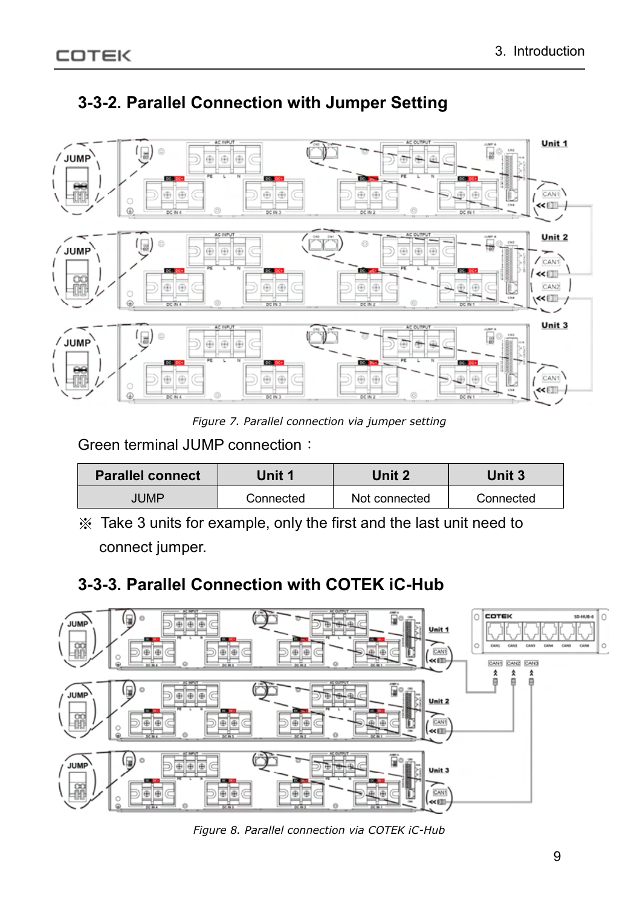### 3-3-2. Parallel Connection with Jumper Setting

*Figure 7. Parallel connection via jumper setting*

Green terminal JUMP connection：

| Parallel connect | Unit 1 | Unit 2 | Unit 3 |
|---|---|---|---|
| JUMP | Connected | Not connected | Connected |

※ Take 3 units for example, only the first and the last unit need to connect jumper.

### 3-3-3. Parallel Connection with COTEK iC-Hub

*Figure 8. Parallel connection via COTEK iC-Hub*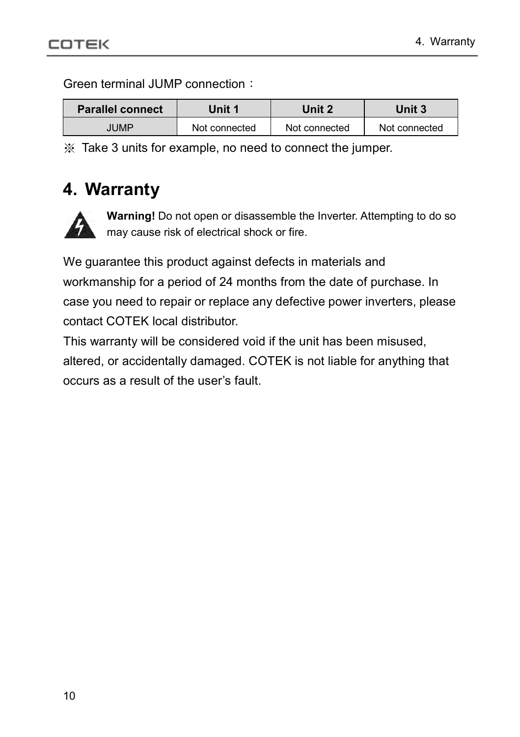Green terminal JUMP connection：

| Parallel connect | Unit 1 | Unit 2 | Unit 3 |
| --- | --- | --- | --- |
| JUMP | Not connected | Not connected | Not connected |

※ Take 3 units for example, no need to connect the jumper.

# 4. Warranty

**Warning!** Do not open or disassemble the Inverter. Attempting to do so may cause risk of electrical shock or fire.

We guarantee this product against defects in materials and workmanship for a period of 24 months from the date of purchase. In case you need to repair or replace any defective power inverters, please contact COTEK local distributor.

This warranty will be considered void if the unit has been misused, altered, or accidentally damaged. COTEK is not liable for anything that occurs as a result of the user's fault.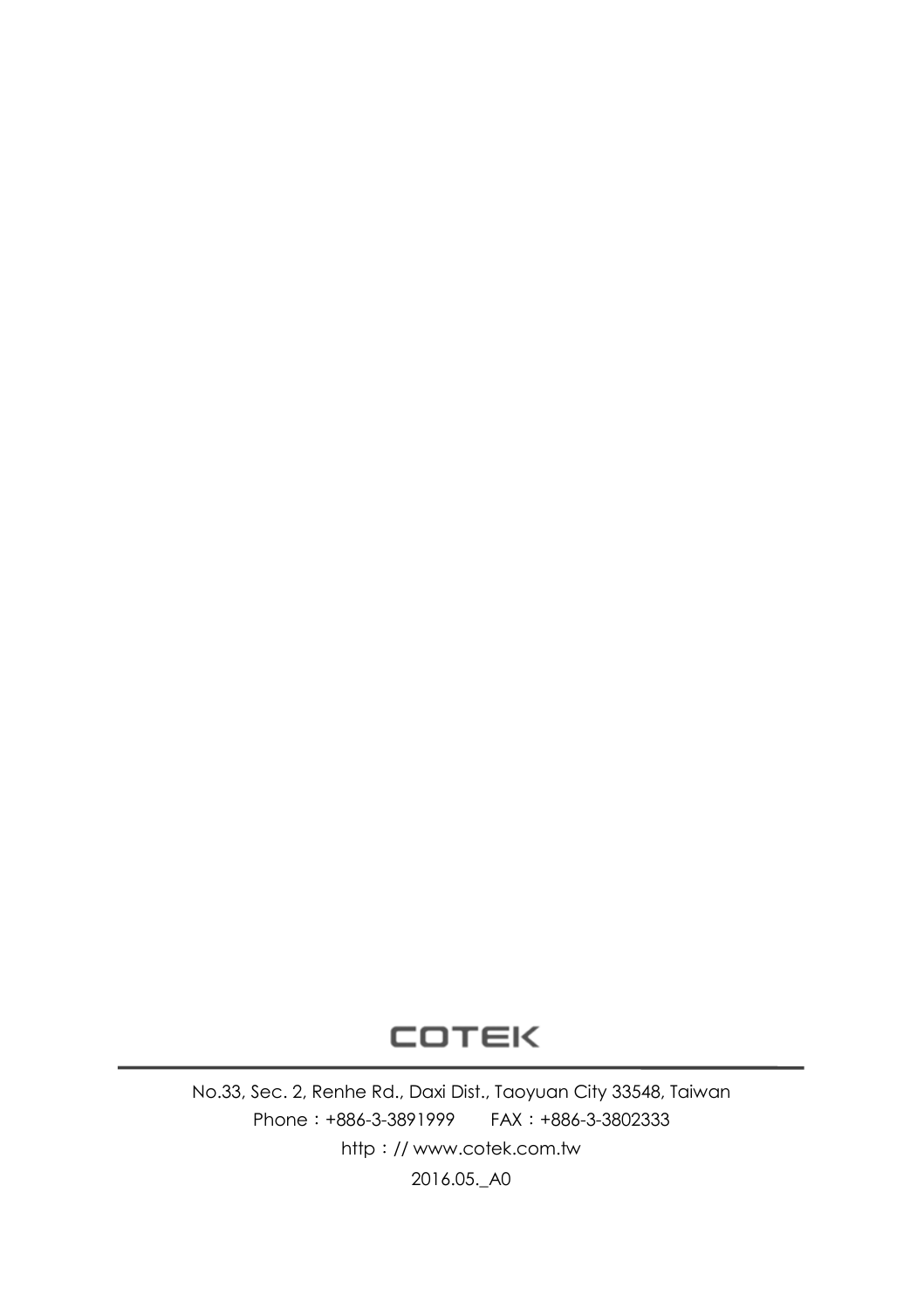COTEK

No.33, Sec. 2, Renhe Rd., Daxi Dist., Taoyuan City 33548, Taiwan

Phone：+886-3-3891999　　FAX：+886-3-3802333

http：// www.cotek.com.tw

2016.05._A0